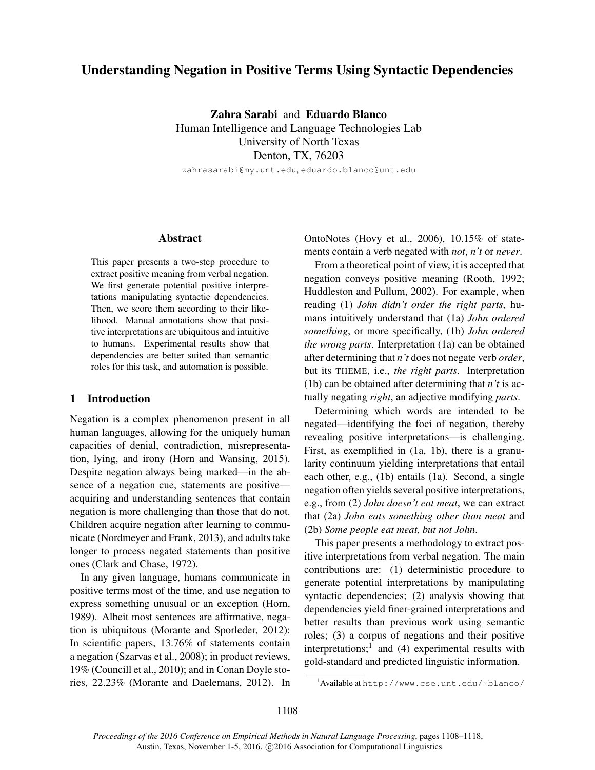# Understanding Negation in Positive Terms Using Syntactic Dependencies

**Zahra Sarabi** and **Eduardo Blanco**
Human Intelligence and Language Technologies Lab
University of North Texas
Denton, TX, 76203
zahrasarabi@my.unt.edu, eduardo.blanco@unt.edu

## Abstract

This paper presents a two-step procedure to extract positive meaning from verbal negation. We first generate potential positive interpretations manipulating syntactic dependencies. Then, we score them according to their likelihood. Manual annotations show that positive interpretations are ubiquitous and intuitive to humans. Experimental results show that dependencies are better suited than semantic roles for this task, and automation is possible.

## 1 Introduction

Negation is a complex phenomenon present in all human languages, allowing for the uniquely human capacities of denial, contradiction, misrepresentation, lying, and irony (Horn and Wansing, 2015). Despite negation always being marked—in the absence of a negation cue, statements are positive—acquiring and understanding sentences that contain negation is more challenging than those that do not. Children acquire negation after learning to communicate (Nordmeyer and Frank, 2013), and adults take longer to process negated statements than positive ones (Clark and Chase, 1972).

In any given language, humans communicate in positive terms most of the time, and use negation to express something unusual or an exception (Horn, 1989). Albeit most sentences are affirmative, negation is ubiquitous (Morante and Sporleder, 2012): In scientific papers, 13.76% of statements contain a negation (Szarvas et al., 2008); in product reviews, 19% (Councill et al., 2010); and in Conan Doyle stories, 22.23% (Morante and Daelemans, 2012). In OntoNotes (Hovy et al., 2006), 10.15% of statements contain a verb negated with *not*, *n't* or *never*.

From a theoretical point of view, it is accepted that negation conveys positive meaning (Rooth, 1992; Huddleston and Pullum, 2002). For example, when reading (1) *John didn't order the right parts*, humans intuitively understand that (1a) *John ordered something*, or more specifically, (1b) *John ordered the wrong parts*. Interpretation (1a) can be obtained after determining that *n't* does not negate verb *order*, but its THEME, i.e., *the right parts*. Interpretation (1b) can be obtained after determining that *n't* is actually negating *right*, an adjective modifying *parts*.

Determining which words are intended to be negated—identifying the foci of negation, thereby revealing positive interpretations—is challenging. First, as exemplified in (1a, 1b), there is a granularity continuum yielding interpretations that entail each other, e.g., (1b) entails (1a). Second, a single negation often yields several positive interpretations, e.g., from (2) *John doesn't eat meat*, we can extract that (2a) *John eats something other than meat* and (2b) *Some people eat meat, but not John*.

This paper presents a methodology to extract positive interpretations from verbal negation. The main contributions are: (1) deterministic procedure to generate potential interpretations by manipulating syntactic dependencies; (2) analysis showing that dependencies yield finer-grained interpretations and better results than previous work using semantic roles; (3) a corpus of negations and their positive interpretations;[1] and (4) experimental results with gold-standard and predicted linguistic information.

[1] Available at http://www.cse.unt.edu/~blanco/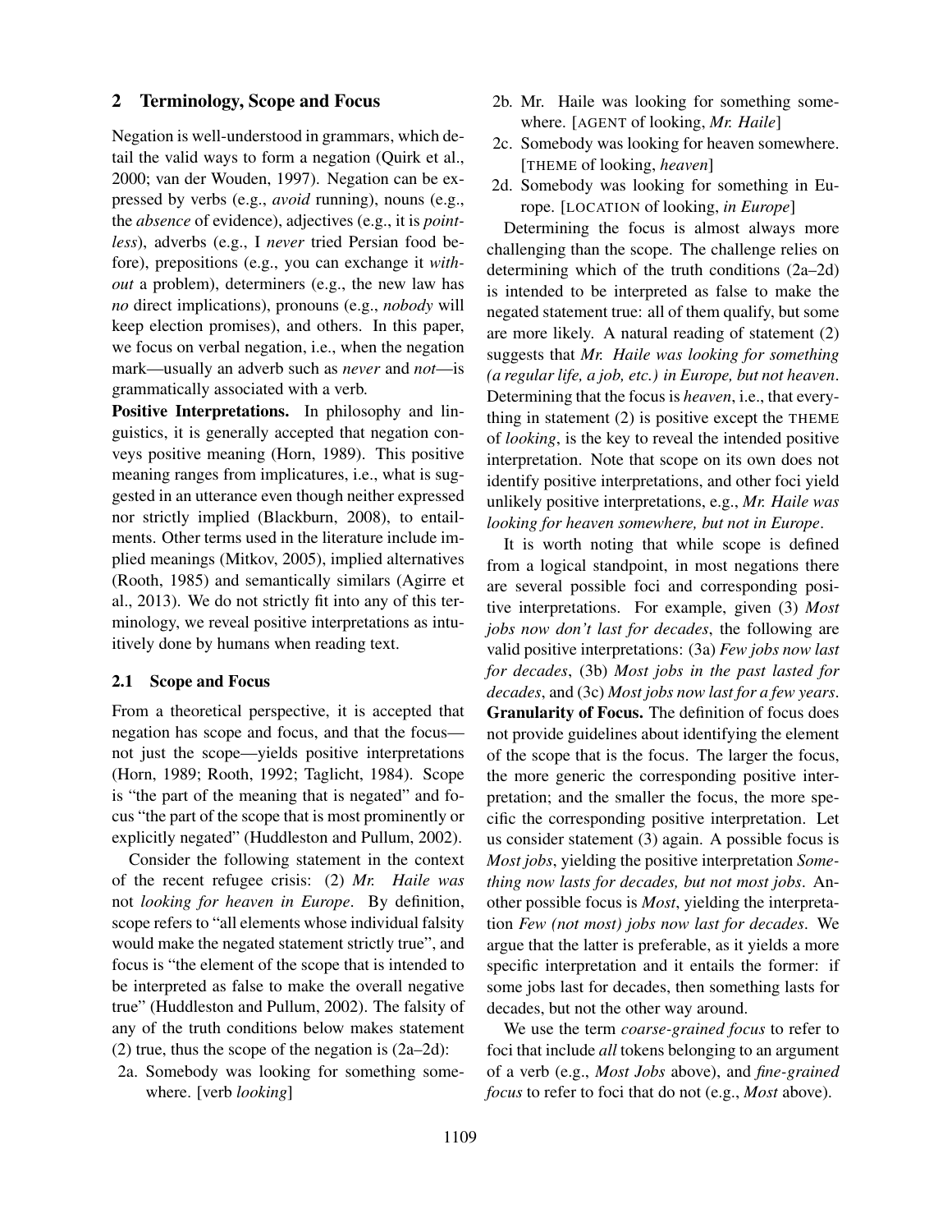## 2 Terminology, Scope and Focus

Negation is well-understood in grammars, which detail the valid ways to form a negation (Quirk et al., 2000; van der Wouden, 1997). Negation can be expressed by verbs (e.g., *avoid* running), nouns (e.g., the *absence* of evidence), adjectives (e.g., it is *pointless*), adverbs (e.g., I *never* tried Persian food before), prepositions (e.g., you can exchange it *without* a problem), determiners (e.g., the new law has *no* direct implications), pronouns (e.g., *nobody* will keep election promises), and others. In this paper, we focus on verbal negation, i.e., when the negation mark—usually an adverb such as *never* and *not*—is grammatically associated with a verb.

**Positive Interpretations.** In philosophy and linguistics, it is generally accepted that negation conveys positive meaning (Horn, 1989). This positive meaning ranges from implicatures, i.e., what is suggested in an utterance even though neither expressed nor strictly implied (Blackburn, 2008), to entailments. Other terms used in the literature include implied meanings (Mitkov, 2005), implied alternatives (Rooth, 1985) and semantically similars (Agirre et al., 2013). We do not strictly fit into any of this terminology, we reveal positive interpretations as intuitively done by humans when reading text.

### 2.1 Scope and Focus

From a theoretical perspective, it is accepted that negation has scope and focus, and that the focus—not just the scope—yields positive interpretations (Horn, 1989; Rooth, 1992; Taglicht, 1984). Scope is "the part of the meaning that is negated" and focus "the part of the scope that is most prominently or explicitly negated" (Huddleston and Pullum, 2002).

Consider the following statement in the context of the recent refugee crisis: (2) *Mr. Haile was* not *looking for heaven in Europe*. By definition, scope refers to "all elements whose individual falsity would make the negated statement strictly true", and focus is "the element of the scope that is intended to be interpreted as false to make the overall negative true" (Huddleston and Pullum, 2002). The falsity of any of the truth conditions below makes statement (2) true, thus the scope of the negation is (2a–2d):

- 2a. Somebody was looking for something somewhere. [verb *looking*]
- 2b. Mr. Haile was looking for something somewhere. [AGENT of looking, *Mr. Haile*]
- 2c. Somebody was looking for heaven somewhere. [THEME of looking, *heaven*]
- 2d. Somebody was looking for something in Europe. [LOCATION of looking, *in Europe*]

Determining the focus is almost always more challenging than the scope. The challenge relies on determining which of the truth conditions (2a–2d) is intended to be interpreted as false to make the negated statement true: all of them qualify, but some are more likely. A natural reading of statement (2) suggests that *Mr. Haile was looking for something (a regular life, a job, etc.) in Europe, but not heaven*. Determining that the focus is *heaven*, i.e., that everything in statement (2) is positive except the THEME of *looking*, is the key to reveal the intended positive interpretation. Note that scope on its own does not identify positive interpretations, and other foci yield unlikely positive interpretations, e.g., *Mr. Haile was looking for heaven somewhere, but not in Europe*.

It is worth noting that while scope is defined from a logical standpoint, in most negations there are several possible foci and corresponding positive interpretations. For example, given (3) *Most jobs now don't last for decades*, the following are valid positive interpretations: (3a) *Few jobs now last for decades*, (3b) *Most jobs in the past lasted for decades*, and (3c) *Most jobs now last for a few years*.

**Granularity of Focus.** The definition of focus does not provide guidelines about identifying the element of the scope that is the focus. The larger the focus, the more generic the corresponding positive interpretation; and the smaller the focus, the more specific the corresponding positive interpretation. Let us consider statement (3) again. A possible focus is *Most jobs*, yielding the positive interpretation *Something now lasts for decades, but not most jobs*. Another possible focus is *Most*, yielding the interpretation *Few (not most) jobs now last for decades*. We argue that the latter is preferable, as it yields a more specific interpretation and it entails the former: if some jobs last for decades, then something lasts for decades, but not the other way around.

We use the term *coarse-grained focus* to refer to foci that include *all* tokens belonging to an argument of a verb (e.g., *Most Jobs* above), and *fine-grained focus* to refer to foci that do not (e.g., *Most* above).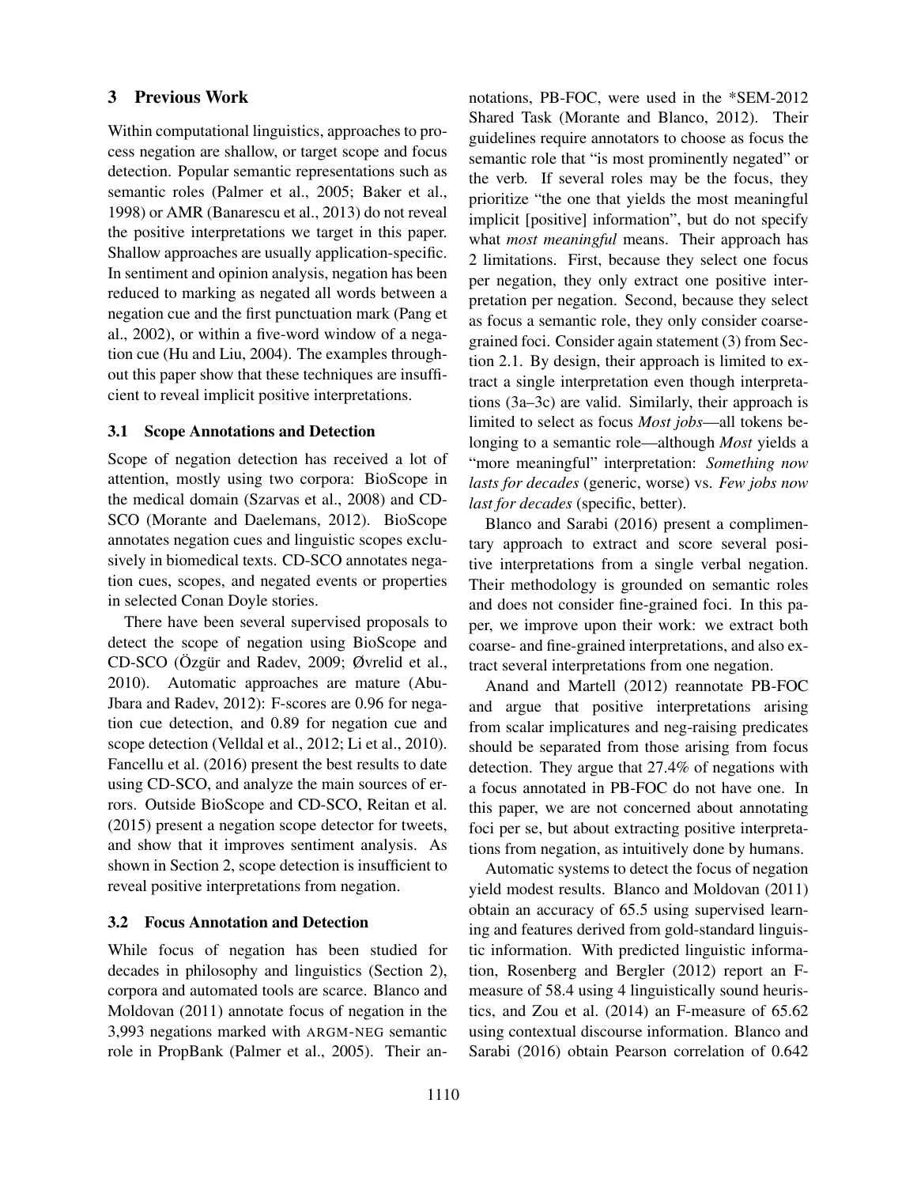## 3 Previous Work

Within computational linguistics, approaches to process negation are shallow, or target scope and focus detection. Popular semantic representations such as semantic roles (Palmer et al., 2005; Baker et al., 1998) or AMR (Banarescu et al., 2013) do not reveal the positive interpretations we target in this paper. Shallow approaches are usually application-specific. In sentiment and opinion analysis, negation has been reduced to marking as negated all words between a negation cue and the first punctuation mark (Pang et al., 2002), or within a five-word window of a negation cue (Hu and Liu, 2004). The examples throughout this paper show that these techniques are insufficient to reveal implicit positive interpretations.

### 3.1 Scope Annotations and Detection

Scope of negation detection has received a lot of attention, mostly using two corpora: BioScope in the medical domain (Szarvas et al., 2008) and CD-SCO (Morante and Daelemans, 2012). BioScope annotates negation cues and linguistic scopes exclusively in biomedical texts. CD-SCO annotates negation cues, scopes, and negated events or properties in selected Conan Doyle stories.

There have been several supervised proposals to detect the scope of negation using BioScope and CD-SCO (Özgür and Radev, 2009; Øvrelid et al., 2010). Automatic approaches are mature (Abu-Jbara and Radev, 2012): F-scores are 0.96 for negation cue detection, and 0.89 for negation cue and scope detection (Velldal et al., 2012; Li et al., 2010). Fancellu et al. (2016) present the best results to date using CD-SCO, and analyze the main sources of errors. Outside BioScope and CD-SCO, Reitan et al. (2015) present a negation scope detector for tweets, and show that it improves sentiment analysis. As shown in Section 2, scope detection is insufficient to reveal positive interpretations from negation.

### 3.2 Focus Annotation and Detection

While focus of negation has been studied for decades in philosophy and linguistics (Section 2), corpora and automated tools are scarce. Blanco and Moldovan (2011) annotate focus of negation in the 3,993 negations marked with ARGM-NEG semantic role in PropBank (Palmer et al., 2005). Their annotations, PB-FOC, were used in the *SEM-2012 Shared Task (Morante and Blanco, 2012). Their guidelines require annotators to choose as focus the semantic role that "is most prominently negated" or the verb. If several roles may be the focus, they prioritize "the one that yields the most meaningful implicit [positive] information", but do not specify what *most meaningful* means. Their approach has 2 limitations. First, because they select one focus per negation, they only extract one positive interpretation per negation. Second, because they select as focus a semantic role, they only consider coarse-grained foci. Consider again statement (3) from Section 2.1. By design, their approach is limited to extract a single interpretation even though interpretations (3a–3c) are valid. Similarly, their approach is limited to select as focus *Most jobs*—all tokens belonging to a semantic role—although *Most* yields a "more meaningful" interpretation: *Something now lasts for decades* (generic, worse) vs. *Few jobs now last for decades* (specific, better).

Blanco and Sarabi (2016) present a complimentary approach to extract and score several positive interpretations from a single verbal negation. Their methodology is grounded on semantic roles and does not consider fine-grained foci. In this paper, we improve upon their work: we extract both coarse- and fine-grained interpretations, and also extract several interpretations from one negation.

Anand and Martell (2012) reannotate PB-FOC and argue that positive interpretations arising from scalar implicatures and neg-raising predicates should be separated from those arising from focus detection. They argue that 27.4% of negations with a focus annotated in PB-FOC do not have one. In this paper, we are not concerned about annotating foci per se, but about extracting positive interpretations from negation, as intuitively done by humans.

Automatic systems to detect the focus of negation yield modest results. Blanco and Moldovan (2011) obtain an accuracy of 65.5 using supervised learning and features derived from gold-standard linguistic information. With predicted linguistic information, Rosenberg and Bergler (2012) report an F-measure of 58.4 using 4 linguistically sound heuristics, and Zou et al. (2014) an F-measure of 65.62 using contextual discourse information. Blanco and Sarabi (2016) obtain Pearson correlation of 0.642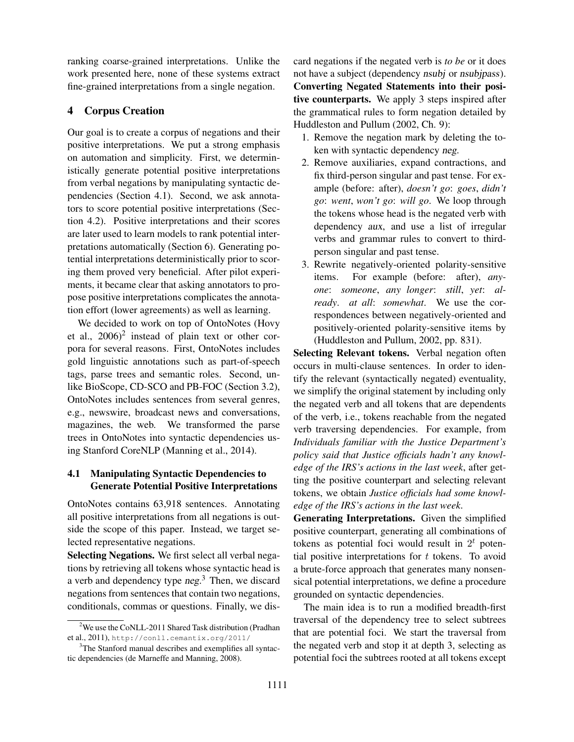ranking coarse-grained interpretations. Unlike the work presented here, none of these systems extract fine-grained interpretations from a single negation.

## 4 Corpus Creation

Our goal is to create a corpus of negations and their positive interpretations. We put a strong emphasis on automation and simplicity. First, we deterministically generate potential positive interpretations from verbal negations by manipulating syntactic dependencies (Section 4.1). Second, we ask annotators to score potential positive interpretations (Section 4.2). Positive interpretations and their scores are later used to learn models to rank potential interpretations automatically (Section 6). Generating potential interpretations deterministically prior to scoring them proved very beneficial. After pilot experiments, it became clear that asking annotators to propose positive interpretations complicates the annotation effort (lower agreements) as well as learning.

We decided to work on top of OntoNotes (Hovy et al., 2006)[2] instead of plain text or other corpora for several reasons. First, OntoNotes includes gold linguistic annotations such as part-of-speech tags, parse trees and semantic roles. Second, unlike BioScope, CD-SCO and PB-FOC (Section 3.2), OntoNotes includes sentences from several genres, e.g., newswire, broadcast news and conversations, magazines, the web. We transformed the parse trees in OntoNotes into syntactic dependencies using Stanford CoreNLP (Manning et al., 2014).

### 4.1 Manipulating Syntactic Dependencies to Generate Potential Positive Interpretations

OntoNotes contains 63,918 sentences. Annotating all positive interpretations from all negations is outside the scope of this paper. Instead, we target selected representative negations.

**Selecting Negations.** We first select all verbal negations by retrieving all tokens whose syntactic head is a verb and dependency type neg.[3] Then, we discard negations from sentences that contain two negations, conditionals, commas or questions. Finally, we discard negations if the negated verb is *to be* or it does not have a subject (dependency nsubj or nsubjpass).

**Converting Negated Statements into their positive counterparts.** We apply 3 steps inspired after the grammatical rules to form negation detailed by Huddleston and Pullum (2002, Ch. 9):

1. Remove the negation mark by deleting the token with syntactic dependency neg.
2. Remove auxiliaries, expand contractions, and fix third-person singular and past tense. For example (before: after), *doesn't go*: *goes*, *didn't go*: *went*, *won't go*: *will go*. We loop through the tokens whose head is the negated verb with dependency aux, and use a list of irregular verbs and grammar rules to convert to third-person singular and past tense.
3. Rewrite negatively-oriented polarity-sensitive items. For example (before: after), *anyone*: *someone*, *any longer*: *still*, *yet*: *already*. *at all*: *somewhat*. We use the correspondences between negatively-oriented and positively-oriented polarity-sensitive items by (Huddleston and Pullum, 2002, pp. 831).

**Selecting Relevant tokens.** Verbal negation often occurs in multi-clause sentences. In order to identify the relevant (syntactically negated) eventuality, we simplify the original statement by including only the negated verb and all tokens that are dependents of the verb, i.e., tokens reachable from the negated verb traversing dependencies. For example, from *Individuals familiar with the Justice Department's policy said that Justice officials hadn't any knowledge of the IRS's actions in the last week*, after getting the positive counterpart and selecting relevant tokens, we obtain *Justice officials had some knowledge of the IRS's actions in the last week*.

**Generating Interpretations.** Given the simplified positive counterpart, generating all combinations of tokens as potential foci would result in $2^t$ potential positive interpretations for $t$ tokens. To avoid a brute-force approach that generates many nonsensical potential interpretations, we define a procedure grounded on syntactic dependencies.

The main idea is to run a modified breadth-first traversal of the dependency tree to select subtrees that are potential foci. We start the traversal from the negated verb and stop it at depth 3, selecting as potential foci the subtrees rooted at all tokens except

[2] We use the CoNLL-2011 Shared Task distribution (Pradhan et al., 2011), http://conll.cemantix.org/2011/

[3] The Stanford manual describes and exemplifies all syntactic dependencies (de Marneffe and Manning, 2008).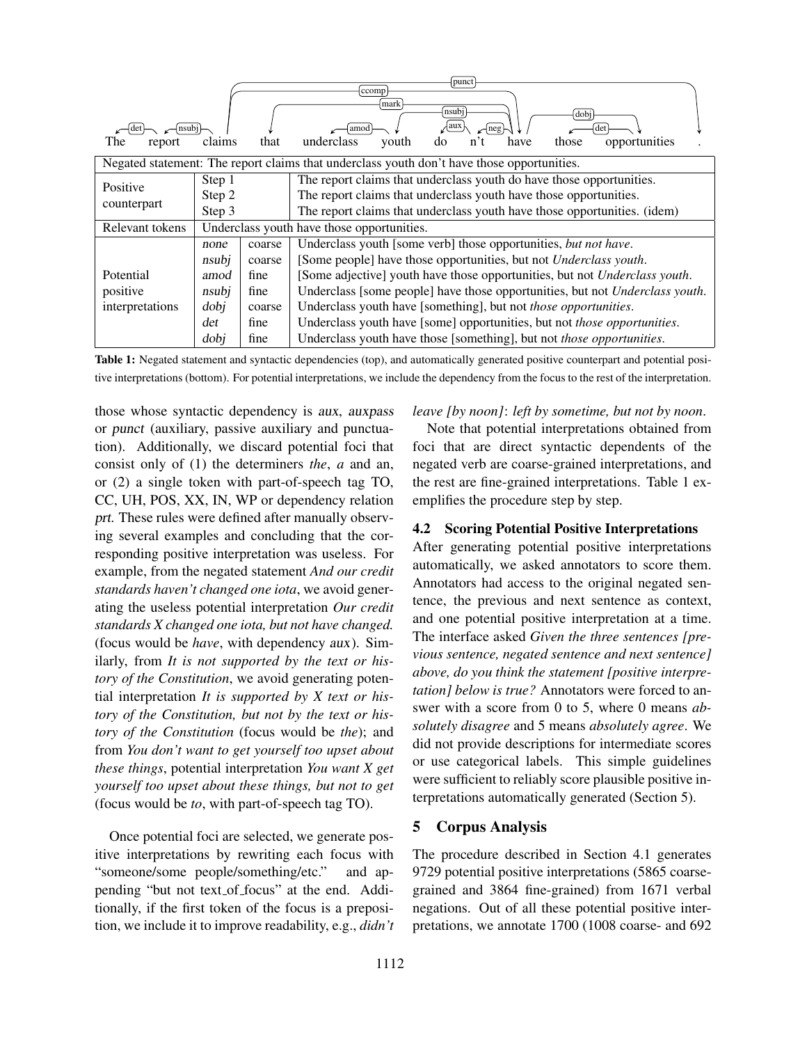| Negated statement: The report claims that underclass youth don't have those opportunities. | | | |
|---|---|---|---|
| Positive counterpart | Step 1 | | The report claims that underclass youth do have those opportunities. |
| | Step 2 | | The report claims that underclass youth have those opportunities. |
| | Step 3 | | The report claims that underclass youth have those opportunities. (idem) |
| Relevant tokens | Underclass youth have those opportunities. | | |
| Potential positive interpretations | none | coarse | Underclass youth [some verb] those opportunities, *but not have*. |
| | nsubj | coarse | [Some people] have those opportunities, but not *Underclass youth*. |
| | amod | fine | [Some adjective] youth have those opportunities, but not *Underclass youth*. |
| | nsubj | fine | Underclass [some people] have those opportunities, but not *Underclass youth*. |
| | dobj | coarse | Underclass youth have [something], but not *those opportunities*. |
| | det | fine | Underclass youth have [some] opportunities, but not *those opportunities*. |
| | dobj | fine | Underclass youth have those [something], but not *those opportunities*. |

**Table 1:** Negated statement and syntactic dependencies (top), and automatically generated positive counterpart and potential positive interpretations (bottom). For potential interpretations, we include the dependency from the focus to the rest of the interpretation.

those whose syntactic dependency is aux, auxpass or punct (auxiliary, passive auxiliary and punctuation). Additionally, we discard potential foci that consist only of (1) the determiners *the*, *a* and an, or (2) a single token with part-of-speech tag TO, CC, UH, POS, XX, IN, WP or dependency relation prt. These rules were defined after manually observing several examples and concluding that the corresponding positive interpretation was useless. For example, from the negated statement *And our credit standards haven't changed one iota*, we avoid generating the useless potential interpretation *Our credit standards X changed one iota, but not have changed.* (focus would be *have*, with dependency aux). Similarly, from *It is not supported by the text or history of the Constitution*, we avoid generating potential interpretation *It is supported by X text or history of the Constitution, but not by the text or history of the Constitution* (focus would be *the*); and from *You don't want to get yourself too upset about these things*, potential interpretation *You want X get yourself too upset about these things, but not to get* (focus would be *to*, with part-of-speech tag TO).

Once potential foci are selected, we generate positive interpretations by rewriting each focus with "someone/some people/something/etc." and appending "but not text_of_focus" at the end. Additionally, if the first token of the focus is a preposition, we include it to improve readability, e.g., *didn't leave [by noon]*: *left by sometime, but not by noon*.

Note that potential interpretations obtained from foci that are direct syntactic dependents of the negated verb are coarse-grained interpretations, and the rest are fine-grained interpretations. Table 1 exemplifies the procedure step by step.

### 4.2 Scoring Potential Positive Interpretations

After generating potential positive interpretations automatically, we asked annotators to score them. Annotators had access to the original negated sentence, the previous and next sentence as context, and one potential positive interpretation at a time. The interface asked *Given the three sentences [previous sentence, negated sentence and next sentence] above, do you think the statement [positive interpretation] below is true?* Annotators were forced to answer with a score from 0 to 5, where 0 means *absolutely disagree* and 5 means *absolutely agree*. We did not provide descriptions for intermediate scores or use categorical labels. This simple guidelines were sufficient to reliably score plausible positive interpretations automatically generated (Section 5).

## 5 Corpus Analysis

The procedure described in Section 4.1 generates 9729 potential positive interpretations (5865 coarse-grained and 3864 fine-grained) from 1671 verbal negations. Out of all these potential positive interpretations, we annotate 1700 (1008 coarse- and 692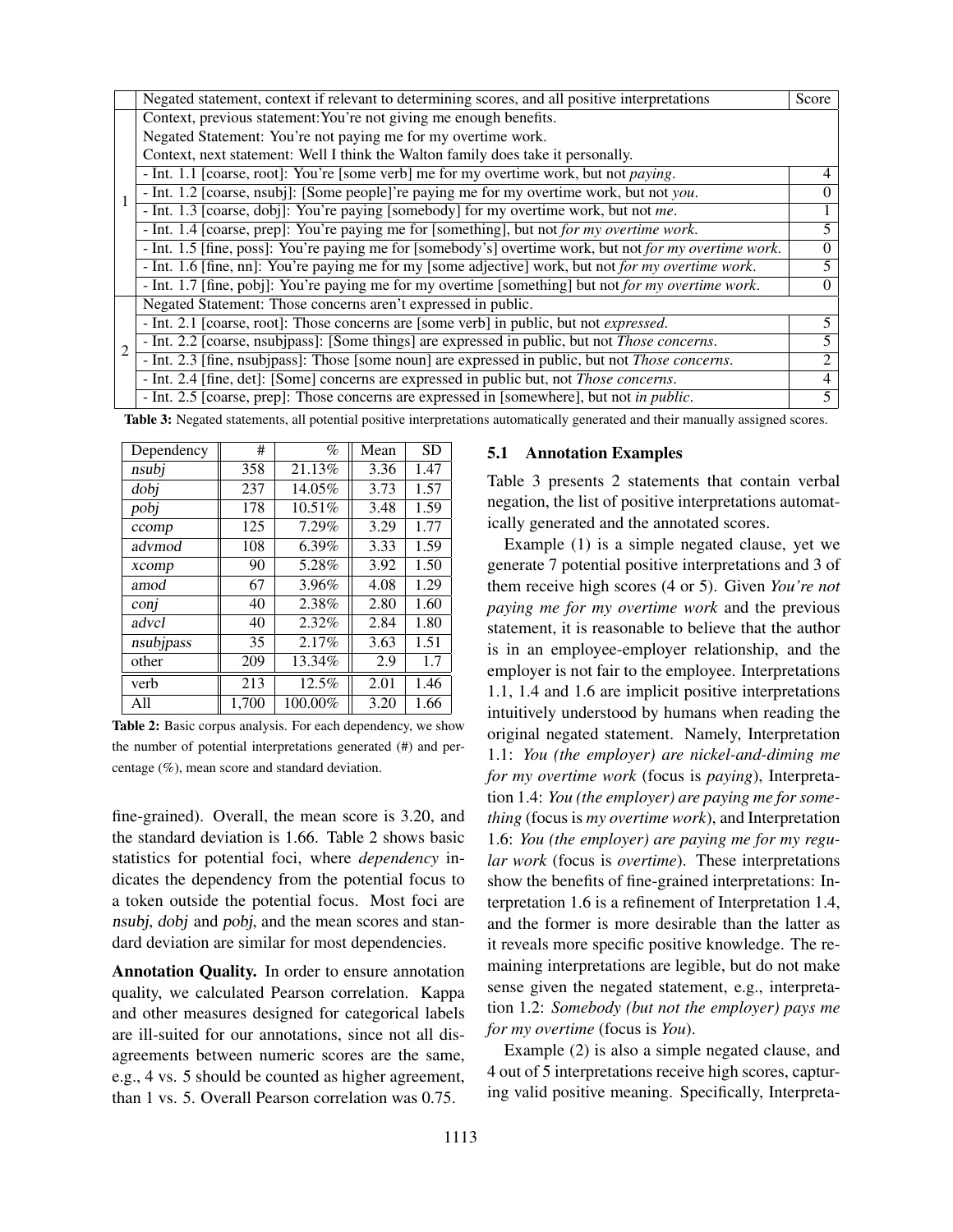| | Negated statement, context if relevant to determining scores, and all positive interpretations | Score |
|---|---|---|
| 1 | Context, previous statement:You're not giving me enough benefits. | |
| | Negated Statement: You're not paying me for my overtime work. | |
| | Context, next statement: Well I think the Walton family does take it personally. | |
| | - Int. 1.1 [coarse, root]: You're [some verb] me for my overtime work, but not *paying*. | 4 |
| | - Int. 1.2 [coarse, nsubj]: [Some people]'re paying me for my overtime work, but not *you*. | 0 |
| | - Int. 1.3 [coarse, dobj]: You're paying [somebody] for my overtime work, but not *me*. | 1 |
| | - Int. 1.4 [coarse, prep]: You're paying me for [something], but not *for my overtime work*. | 5 |
| | - Int. 1.5 [fine, poss]: You're paying me for [somebody's] overtime work, but not *for my overtime work*. | 0 |
| | - Int. 1.6 [fine, nn]: You're paying me for my [some adjective] work, but not *for my overtime work*. | 5 |
| | - Int. 1.7 [fine, pobj]: You're paying me for my overtime [something] but not *for my overtime work*. | 0 |
| 2 | Negated Statement: Those concerns aren't expressed in public. | |
| | - Int. 2.1 [coarse, root]: Those concerns are [some verb] in public, but not *expressed*. | 5 |
| | - Int. 2.2 [coarse, nsubjpass]: [Some things] are expressed in public, but not *Those concerns*. | 5 |
| | - Int. 2.3 [fine, nsubjpass]: Those [some noun] are expressed in public, but not *Those concerns*. | 2 |
| | - Int. 2.4 [fine, det]: [Some] concerns are expressed in public but, not *Those concerns*. | 4 |
| | - Int. 2.5 [coarse, prep]: Those concerns are expressed in [somewhere], but not *in public*. | 5 |

**Table 3:** Negated statements, all potential positive interpretations automatically generated and their manually assigned scores.

| Dependency | # | % | Mean | SD |
|---|---|---|---|---|
| *nsubj* | 358 | 21.13% | 3.36 | 1.47 |
| *dobj* | 237 | 14.05% | 3.73 | 1.57 |
| *pobj* | 178 | 10.51% | 3.48 | 1.59 |
| *ccomp* | 125 | 7.29% | 3.29 | 1.77 |
| *advmod* | 108 | 6.39% | 3.33 | 1.59 |
| *xcomp* | 90 | 5.28% | 3.92 | 1.50 |
| *amod* | 67 | 3.96% | 4.08 | 1.29 |
| *conj* | 40 | 2.38% | 2.80 | 1.60 |
| *advcl* | 40 | 2.32% | 2.84 | 1.80 |
| *nsubjpass* | 35 | 2.17% | 3.63 | 1.51 |
| other | 209 | 13.34% | 2.9 | 1.7 |
| verb | 213 | 12.5% | 2.01 | 1.46 |
| All | 1,700 | 100.00% | 3.20 | 1.66 |

**Table 2:** Basic corpus analysis. For each dependency, we show the number of potential interpretations generated (#) and percentage (%), mean score and standard deviation.

fine-grained). Overall, the mean score is 3.20, and the standard deviation is 1.66. Table 2 shows basic statistics for potential foci, where *dependency* indicates the dependency from the potential focus to a token outside the potential focus. Most foci are *nsubj*, *dobj* and *pobj*, and the mean scores and standard deviation are similar for most dependencies.

**Annotation Quality.** In order to ensure annotation quality, we calculated Pearson correlation. Kappa and other measures designed for categorical labels are ill-suited for our annotations, since not all disagreements between numeric scores are the same, e.g., 4 vs. 5 should be counted as higher agreement, than 1 vs. 5. Overall Pearson correlation was 0.75.

### 5.1 Annotation Examples

Table 3 presents 2 statements that contain verbal negation, the list of positive interpretations automatically generated and the annotated scores.

Example (1) is a simple negated clause, yet we generate 7 potential positive interpretations and 3 of them receive high scores (4 or 5). Given *You're not paying me for my overtime work* and the previous statement, it is reasonable to believe that the author is in an employee-employer relationship, and the employer is not fair to the employee. Interpretations 1.1, 1.4 and 1.6 are implicit positive interpretations intuitively understood by humans when reading the original negated statement. Namely, Interpretation 1.1: *You (the employer) are nickel-and-diming me for my overtime work* (focus is *paying*), Interpretation 1.4: *You (the employer) are paying me for something* (focus is *my overtime work*), and Interpretation 1.6: *You (the employer) are paying me for my regular work* (focus is *overtime*). These interpretations show the benefits of fine-grained interpretations: Interpretation 1.6 is a refinement of Interpretation 1.4, and the former is more desirable than the latter as it reveals more specific positive knowledge. The remaining interpretations are legible, but do not make sense given the negated statement, e.g., interpretation 1.2: *Somebody (but not the employer) pays me for my overtime* (focus is *You*).

Example (2) is also a simple negated clause, and 4 out of 5 interpretations receive high scores, capturing valid positive meaning. Specifically, Interpreta-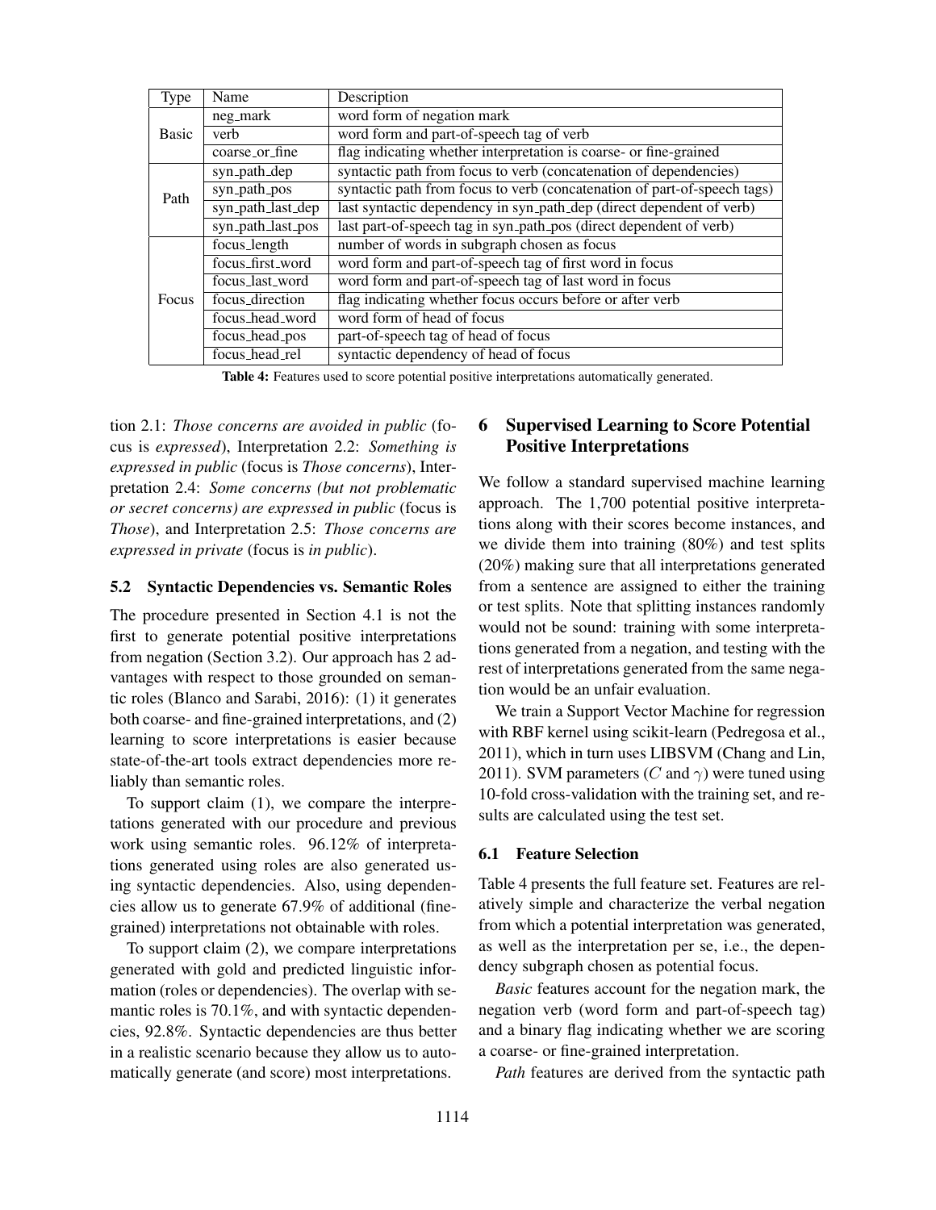| Type | Name | Description |
| --- | --- | --- |
| Basic | neg_mark | word form of negation mark |
| | verb | word form and part-of-speech tag of verb |
| | coarse_or_fine | flag indicating whether interpretation is coarse- or fine-grained |
| Path | syn_path_dep | syntactic path from focus to verb (concatenation of dependencies) |
| | syn_path_pos | syntactic path from focus to verb (concatenation of part-of-speech tags) |
| | syn_path_last_dep | last syntactic dependency in syn_path_dep (direct dependent of verb) |
| | syn_path_last_pos | last part-of-speech tag in syn_path_pos (direct dependent of verb) |
| Focus | focus_length | number of words in subgraph chosen as focus |
| | focus_first_word | word form and part-of-speech tag of first word in focus |
| | focus_last_word | word form and part-of-speech tag of last word in focus |
| | focus_direction | flag indicating whether focus occurs before or after verb |
| | focus_head_word | word form of head of focus |
| | focus_head_pos | part-of-speech tag of head of focus |
| | focus_head_rel | syntactic dependency of head of focus |

**Table 4:** Features used to score potential positive interpretations automatically generated.

tion 2.1: *Those concerns are avoided in public* (focus is *expressed*), Interpretation 2.2: *Something is expressed in public* (focus is *Those concerns*), Interpretation 2.4: *Some concerns (but not problematic or secret concerns) are expressed in public* (focus is *Those*), and Interpretation 2.5: *Those concerns are expressed in private* (focus is *in public*).

### 5.2 Syntactic Dependencies vs. Semantic Roles

The procedure presented in Section 4.1 is not the first to generate potential positive interpretations from negation (Section 3.2). Our approach has 2 advantages with respect to those grounded on semantic roles (Blanco and Sarabi, 2016): (1) it generates both coarse- and fine-grained interpretations, and (2) learning to score interpretations is easier because state-of-the-art tools extract dependencies more reliably than semantic roles.

To support claim (1), we compare the interpretations generated with our procedure and previous work using semantic roles. 96.12% of interpretations generated using roles are also generated using syntactic dependencies. Also, using dependencies allow us to generate 67.9% of additional (fine-grained) interpretations not obtainable with roles.

To support claim (2), we compare interpretations generated with gold and predicted linguistic information (roles or dependencies). The overlap with semantic roles is 70.1%, and with syntactic dependencies, 92.8%. Syntactic dependencies are thus better in a realistic scenario because they allow us to automatically generate (and score) most interpretations.

## 6 Supervised Learning to Score Potential Positive Interpretations

We follow a standard supervised machine learning approach. The 1,700 potential positive interpretations along with their scores become instances, and we divide them into training (80%) and test splits (20%) making sure that all interpretations generated from a sentence are assigned to either the training or test splits. Note that splitting instances randomly would not be sound: training with some interpretations generated from a negation, and testing with the rest of interpretations generated from the same negation would be an unfair evaluation.

We train a Support Vector Machine for regression with RBF kernel using scikit-learn (Pedregosa et al., 2011), which in turn uses LIBSVM (Chang and Lin, 2011). SVM parameters ($C$ and $\gamma$) were tuned using 10-fold cross-validation with the training set, and results are calculated using the test set.

### 6.1 Feature Selection

Table 4 presents the full feature set. Features are relatively simple and characterize the verbal negation from which a potential interpretation was generated, as well as the interpretation per se, i.e., the dependency subgraph chosen as potential focus.

*Basic* features account for the negation mark, the negation verb (word form and part-of-speech tag) and a binary flag indicating whether we are scoring a coarse- or fine-grained interpretation.

*Path* features are derived from the syntactic path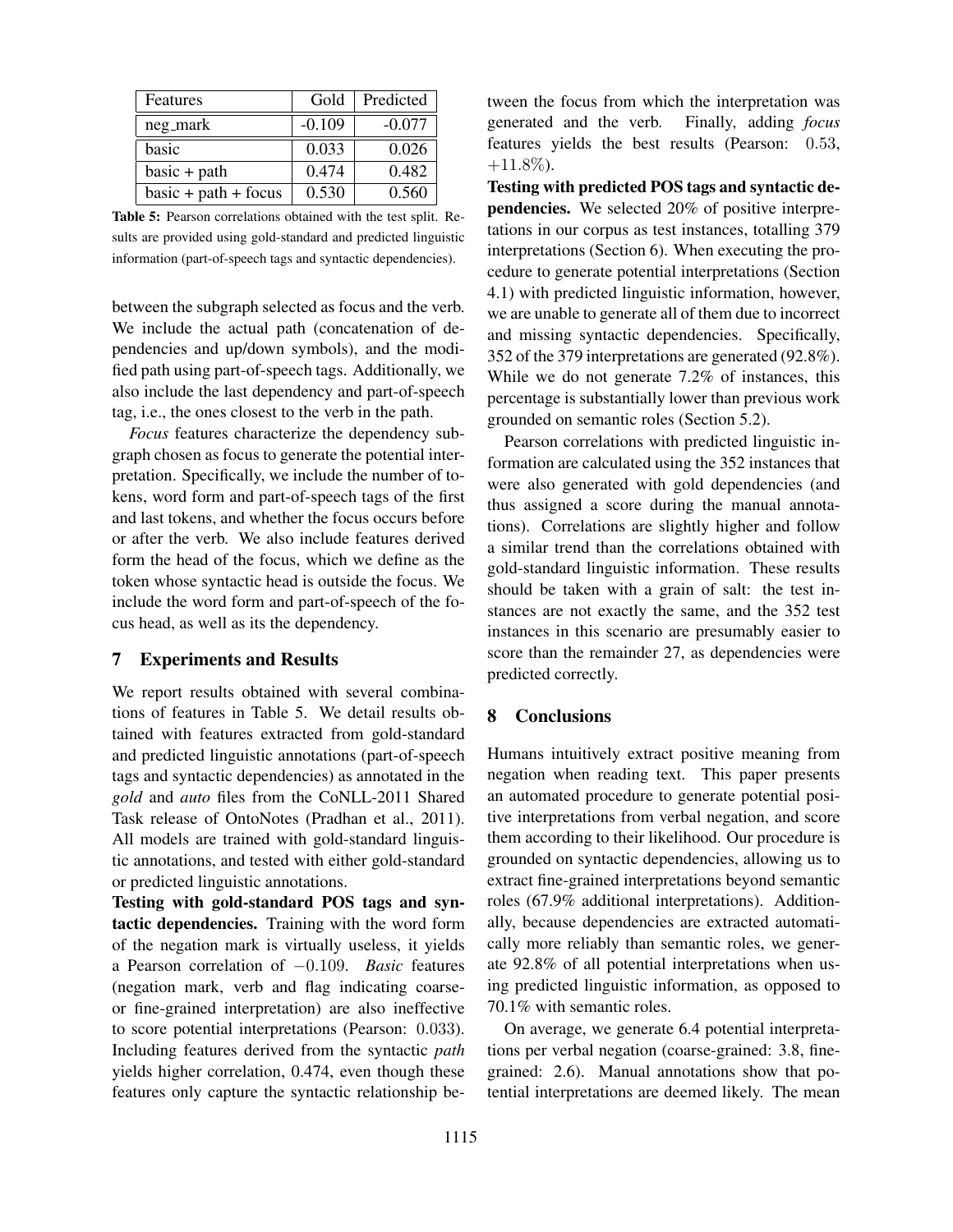| Features | Gold | Predicted |
| --- | --- | --- |
| neg_mark | -0.109 | -0.077 |
| basic | 0.033 | 0.026 |
| basic + path | 0.474 | 0.482 |
| basic + path + focus | 0.530 | 0.560 |

**Table 5:** Pearson correlations obtained with the test split. Results are provided using gold-standard and predicted linguistic information (part-of-speech tags and syntactic dependencies).

between the subgraph selected as focus and the verb. We include the actual path (concatenation of dependencies and up/down symbols), and the modified path using part-of-speech tags. Additionally, we also include the last dependency and part-of-speech tag, i.e., the ones closest to the verb in the path.

*Focus* features characterize the dependency subgraph chosen as focus to generate the potential interpretation. Specifically, we include the number of tokens, word form and part-of-speech tags of the first and last tokens, and whether the focus occurs before or after the verb. We also include features derived form the head of the focus, which we define as the token whose syntactic head is outside the focus. We include the word form and part-of-speech of the focus head, as well as its the dependency.

## 7 Experiments and Results

We report results obtained with several combinations of features in Table 5. We detail results obtained with features extracted from gold-standard and predicted linguistic annotations (part-of-speech tags and syntactic dependencies) as annotated in the *gold* and *auto* files from the CoNLL-2011 Shared Task release of OntoNotes (Pradhan et al., 2011). All models are trained with gold-standard linguistic annotations, and tested with either gold-standard or predicted linguistic annotations.

**Testing with gold-standard POS tags and syntactic dependencies.** Training with the word form of the negation mark is virtually useless, it yields a Pearson correlation of $-0.109$. *Basic* features (negation mark, verb and flag indicating coarse- or fine-grained interpretation) are also ineffective to score potential interpretations (Pearson: $0.033$). Including features derived from the syntactic *path* yields higher correlation, 0.474, even though these features only capture the syntactic relationship between the focus from which the interpretation was generated and the verb. Finally, adding *focus* features yields the best results (Pearson: $0.53$, $+11.8\%$).

**Testing with predicted POS tags and syntactic dependencies.** We selected 20% of positive interpretations in our corpus as test instances, totalling 379 interpretations (Section 6). When executing the procedure to generate potential interpretations (Section 4.1) with predicted linguistic information, however, we are unable to generate all of them due to incorrect and missing syntactic dependencies. Specifically, 352 of the 379 interpretations are generated (92.8%). While we do not generate 7.2% of instances, this percentage is substantially lower than previous work grounded on semantic roles (Section 5.2).

Pearson correlations with predicted linguistic information are calculated using the 352 instances that were also generated with gold dependencies (and thus assigned a score during the manual annotations). Correlations are slightly higher and follow a similar trend than the correlations obtained with gold-standard linguistic information. These results should be taken with a grain of salt: the test instances are not exactly the same, and the 352 test instances in this scenario are presumably easier to score than the remainder 27, as dependencies were predicted correctly.

## 8 Conclusions

Humans intuitively extract positive meaning from negation when reading text. This paper presents an automated procedure to generate potential positive interpretations from verbal negation, and score them according to their likelihood. Our procedure is grounded on syntactic dependencies, allowing us to extract fine-grained interpretations beyond semantic roles (67.9% additional interpretations). Additionally, because dependencies are extracted automatically more reliably than semantic roles, we generate 92.8% of all potential interpretations when using predicted linguistic information, as opposed to 70.1% with semantic roles.

On average, we generate 6.4 potential interpretations per verbal negation (coarse-grained: 3.8, fine-grained: 2.6). Manual annotations show that potential interpretations are deemed likely. The mean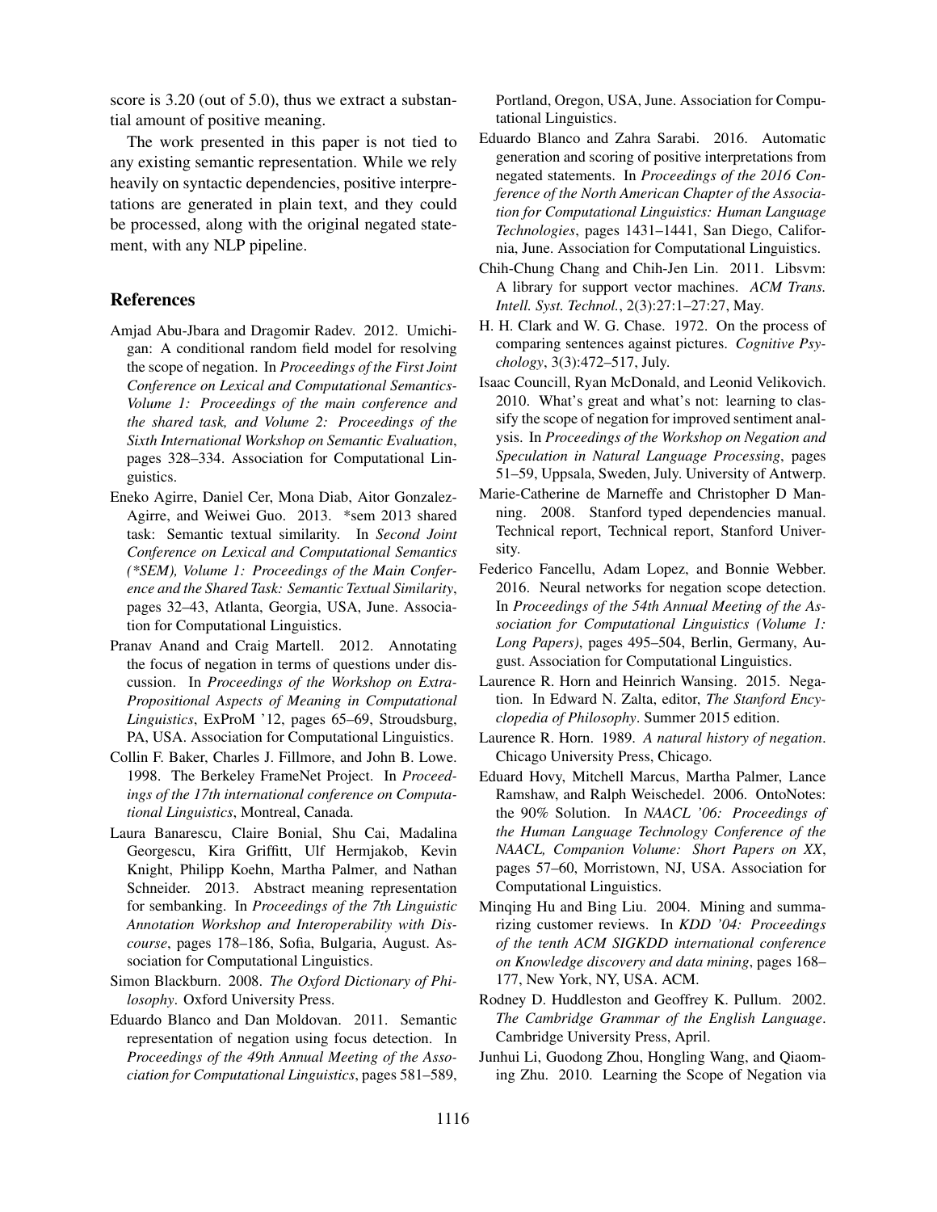score is 3.20 (out of 5.0), thus we extract a substantial amount of positive meaning.

The work presented in this paper is not tied to any existing semantic representation. While we rely heavily on syntactic dependencies, positive interpretations are generated in plain text, and they could be processed, along with the original negated statement, with any NLP pipeline.

## References

Amjad Abu-Jbara and Dragomir Radev. 2012. Umichigan: A conditional random field model for resolving the scope of negation. In *Proceedings of the First Joint Conference on Lexical and Computational Semantics-Volume 1: Proceedings of the main conference and the shared task, and Volume 2: Proceedings of the Sixth International Workshop on Semantic Evaluation*, pages 328–334. Association for Computational Linguistics.

Eneko Agirre, Daniel Cer, Mona Diab, Aitor Gonzalez-Agirre, and Weiwei Guo. 2013. *sem 2013 shared task: Semantic textual similarity. In *Second Joint Conference on Lexical and Computational Semantics (*SEM), Volume 1: Proceedings of the Main Conference and the Shared Task: Semantic Textual Similarity*, pages 32–43, Atlanta, Georgia, USA, June. Association for Computational Linguistics.

Pranav Anand and Craig Martell. 2012. Annotating the focus of negation in terms of questions under discussion. In *Proceedings of the Workshop on Extra-Propositional Aspects of Meaning in Computational Linguistics*, ExProM '12, pages 65–69, Stroudsburg, PA, USA. Association for Computational Linguistics.

Collin F. Baker, Charles J. Fillmore, and John B. Lowe. 1998. The Berkeley FrameNet Project. In *Proceedings of the 17th international conference on Computational Linguistics*, Montreal, Canada.

Laura Banarescu, Claire Bonial, Shu Cai, Madalina Georgescu, Kira Griffitt, Ulf Hermjakob, Kevin Knight, Philipp Koehn, Martha Palmer, and Nathan Schneider. 2013. Abstract meaning representation for sembanking. In *Proceedings of the 7th Linguistic Annotation Workshop and Interoperability with Discourse*, pages 178–186, Sofia, Bulgaria, August. Association for Computational Linguistics.

Simon Blackburn. 2008. *The Oxford Dictionary of Philosophy*. Oxford University Press.

Eduardo Blanco and Dan Moldovan. 2011. Semantic representation of negation using focus detection. In *Proceedings of the 49th Annual Meeting of the Association for Computational Linguistics*, pages 581–589, Portland, Oregon, USA, June. Association for Computational Linguistics.

Eduardo Blanco and Zahra Sarabi. 2016. Automatic generation and scoring of positive interpretations from negated statements. In *Proceedings of the 2016 Conference of the North American Chapter of the Association for Computational Linguistics: Human Language Technologies*, pages 1431–1441, San Diego, California, June. Association for Computational Linguistics.

Chih-Chung Chang and Chih-Jen Lin. 2011. Libsvm: A library for support vector machines. *ACM Trans. Intell. Syst. Technol.*, 2(3):27:1–27:27, May.

H. H. Clark and W. G. Chase. 1972. On the process of comparing sentences against pictures. *Cognitive Psychology*, 3(3):472–517, July.

Isaac Councill, Ryan McDonald, and Leonid Velikovich. 2010. What's great and what's not: learning to classify the scope of negation for improved sentiment analysis. In *Proceedings of the Workshop on Negation and Speculation in Natural Language Processing*, pages 51–59, Uppsala, Sweden, July. University of Antwerp.

Marie-Catherine de Marneffe and Christopher D Manning. 2008. Stanford typed dependencies manual. Technical report, Technical report, Stanford University.

Federico Fancellu, Adam Lopez, and Bonnie Webber. 2016. Neural networks for negation scope detection. In *Proceedings of the 54th Annual Meeting of the Association for Computational Linguistics (Volume 1: Long Papers)*, pages 495–504, Berlin, Germany, August. Association for Computational Linguistics.

Laurence R. Horn and Heinrich Wansing. 2015. Negation. In Edward N. Zalta, editor, *The Stanford Encyclopedia of Philosophy*. Summer 2015 edition.

Laurence R. Horn. 1989. *A natural history of negation*. Chicago University Press, Chicago.

Eduard Hovy, Mitchell Marcus, Martha Palmer, Lance Ramshaw, and Ralph Weischedel. 2006. OntoNotes: the 90% Solution. In *NAACL '06: Proceedings of the Human Language Technology Conference of the NAACL, Companion Volume: Short Papers on XX*, pages 57–60, Morristown, NJ, USA. Association for Computational Linguistics.

Minqing Hu and Bing Liu. 2004. Mining and summarizing customer reviews. In *KDD '04: Proceedings of the tenth ACM SIGKDD international conference on Knowledge discovery and data mining*, pages 168–177, New York, NY, USA. ACM.

Rodney D. Huddleston and Geoffrey K. Pullum. 2002. *The Cambridge Grammar of the English Language*. Cambridge University Press, April.

Junhui Li, Guodong Zhou, Hongling Wang, and Qiaoming Zhu. 2010. Learning the Scope of Negation via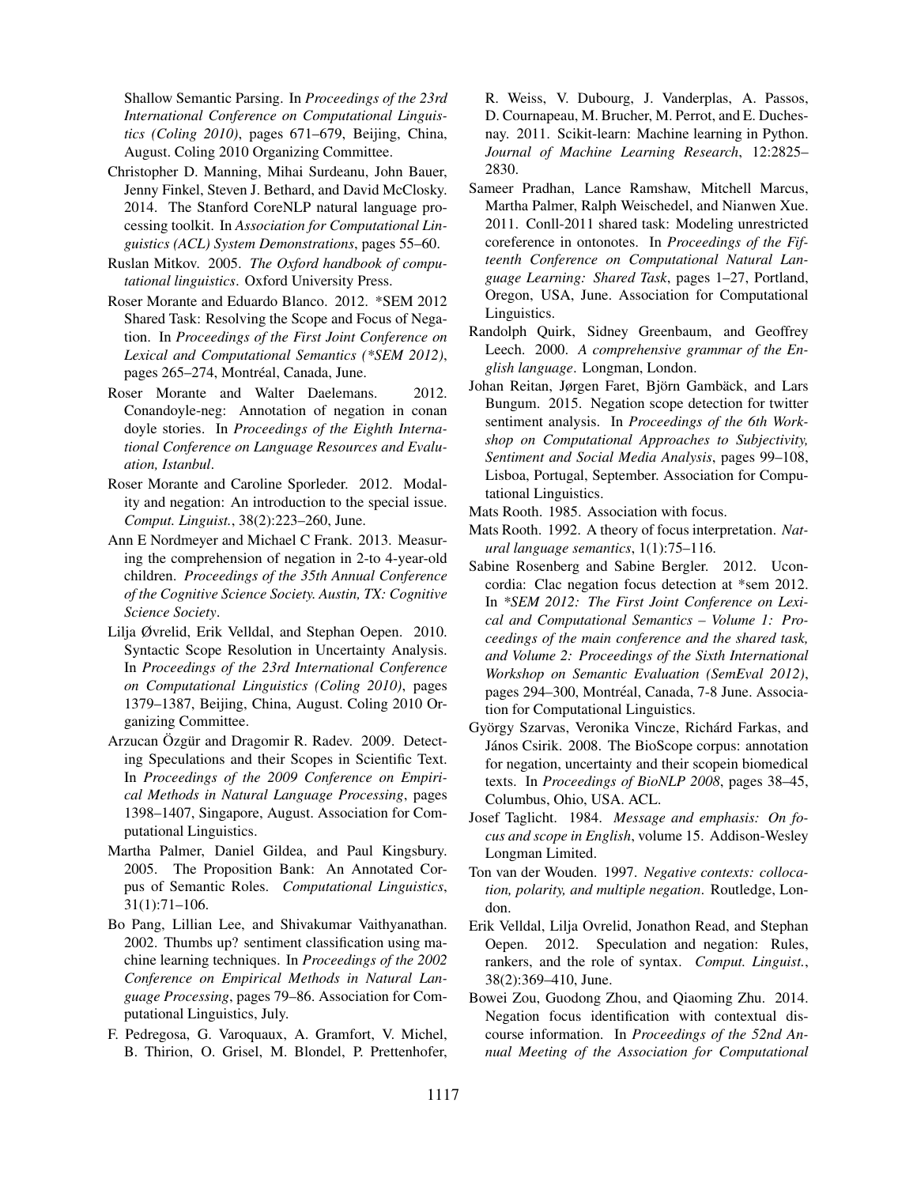Shallow Semantic Parsing. In *Proceedings of the 23rd International Conference on Computational Linguistics (Coling 2010)*, pages 671–679, Beijing, China, August. Coling 2010 Organizing Committee.

Christopher D. Manning, Mihai Surdeanu, John Bauer, Jenny Finkel, Steven J. Bethard, and David McClosky. 2014. The Stanford CoreNLP natural language processing toolkit. In *Association for Computational Linguistics (ACL) System Demonstrations*, pages 55–60.

Ruslan Mitkov. 2005. *The Oxford handbook of computational linguistics*. Oxford University Press.

Roser Morante and Eduardo Blanco. 2012. *SEM 2012 Shared Task: Resolving the Scope and Focus of Negation. In *Proceedings of the First Joint Conference on Lexical and Computational Semantics (*SEM 2012)*, pages 265–274, Montréal, Canada, June.

Roser Morante and Walter Daelemans. 2012. Conandoyle-neg: Annotation of negation in conan doyle stories. In *Proceedings of the Eighth International Conference on Language Resources and Evaluation, Istanbul*.

Roser Morante and Caroline Sporleder. 2012. Modality and negation: An introduction to the special issue. *Comput. Linguist.*, 38(2):223–260, June.

Ann E Nordmeyer and Michael C Frank. 2013. Measuring the comprehension of negation in 2-to 4-year-old children. *Proceedings of the 35th Annual Conference of the Cognitive Science Society. Austin, TX: Cognitive Science Society*.

Lilja Øvrelid, Erik Velldal, and Stephan Oepen. 2010. Syntactic Scope Resolution in Uncertainty Analysis. In *Proceedings of the 23rd International Conference on Computational Linguistics (Coling 2010)*, pages 1379–1387, Beijing, China, August. Coling 2010 Organizing Committee.

Arzucan Özgür and Dragomir R. Radev. 2009. Detecting Speculations and their Scopes in Scientific Text. In *Proceedings of the 2009 Conference on Empirical Methods in Natural Language Processing*, pages 1398–1407, Singapore, August. Association for Computational Linguistics.

Martha Palmer, Daniel Gildea, and Paul Kingsbury. 2005. The Proposition Bank: An Annotated Corpus of Semantic Roles. *Computational Linguistics*, 31(1):71–106.

Bo Pang, Lillian Lee, and Shivakumar Vaithyanathan. 2002. Thumbs up? sentiment classification using machine learning techniques. In *Proceedings of the 2002 Conference on Empirical Methods in Natural Language Processing*, pages 79–86. Association for Computational Linguistics, July.

F. Pedregosa, G. Varoquaux, A. Gramfort, V. Michel, B. Thirion, O. Grisel, M. Blondel, P. Prettenhofer, R. Weiss, V. Dubourg, J. Vanderplas, A. Passos, D. Cournapeau, M. Brucher, M. Perrot, and E. Duchesnay. 2011. Scikit-learn: Machine learning in Python. *Journal of Machine Learning Research*, 12:2825–2830.

Sameer Pradhan, Lance Ramshaw, Mitchell Marcus, Martha Palmer, Ralph Weischedel, and Nianwen Xue. 2011. Conll-2011 shared task: Modeling unrestricted coreference in ontonotes. In *Proceedings of the Fifteenth Conference on Computational Natural Language Learning: Shared Task*, pages 1–27, Portland, Oregon, USA, June. Association for Computational Linguistics.

Randolph Quirk, Sidney Greenbaum, and Geoffrey Leech. 2000. *A comprehensive grammar of the English language*. Longman, London.

Johan Reitan, Jørgen Faret, Björn Gambäck, and Lars Bungum. 2015. Negation scope detection for twitter sentiment analysis. In *Proceedings of the 6th Workshop on Computational Approaches to Subjectivity, Sentiment and Social Media Analysis*, pages 99–108, Lisboa, Portugal, September. Association for Computational Linguistics.

Mats Rooth. 1985. Association with focus.

Mats Rooth. 1992. A theory of focus interpretation. *Natural language semantics*, 1(1):75–116.

Sabine Rosenberg and Sabine Bergler. 2012. Uconcordia: Clac negation focus detection at *sem 2012. In **SEM 2012: The First Joint Conference on Lexical and Computational Semantics – Volume 1: Proceedings of the main conference and the shared task, and Volume 2: Proceedings of the Sixth International Workshop on Semantic Evaluation (SemEval 2012)*, pages 294–300, Montréal, Canada, 7-8 June. Association for Computational Linguistics.

György Szarvas, Veronika Vincze, Richárd Farkas, and János Csirik. 2008. The BioScope corpus: annotation for negation, uncertainty and their scopein biomedical texts. In *Proceedings of BioNLP 2008*, pages 38–45, Columbus, Ohio, USA. ACL.

Josef Taglicht. 1984. *Message and emphasis: On focus and scope in English*, volume 15. Addison-Wesley Longman Limited.

Ton van der Wouden. 1997. *Negative contexts: collocation, polarity, and multiple negation*. Routledge, London.

Erik Velldal, Lilja Ovrelid, Jonathon Read, and Stephan Oepen. 2012. Speculation and negation: Rules, rankers, and the role of syntax. *Comput. Linguist.*, 38(2):369–410, June.

Bowei Zou, Guodong Zhou, and Qiaoming Zhu. 2014. Negation focus identification with contextual discourse information. In *Proceedings of the 52nd Annual Meeting of the Association for Computational*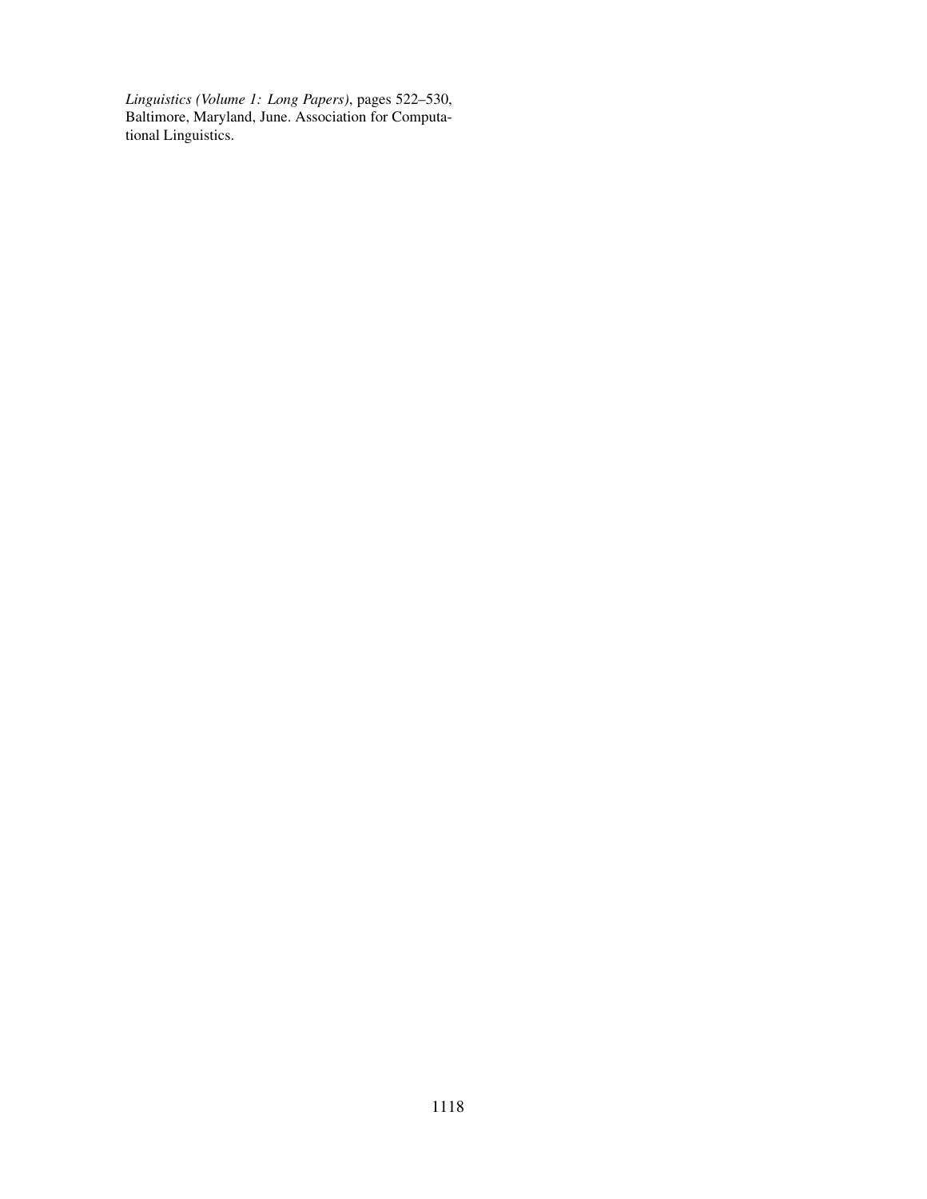*Linguistics (Volume 1: Long Papers)*, pages 522–530, Baltimore, Maryland, June. Association for Computational Linguistics.